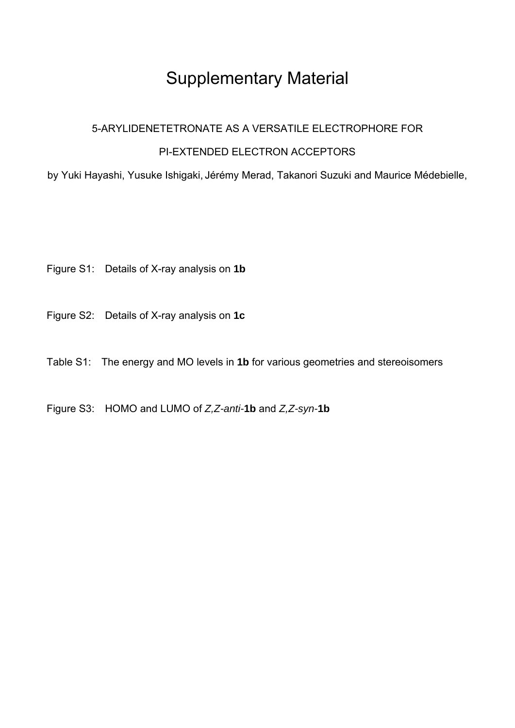# Supplementary Material

5-ARYLIDENETETRONATE AS A VERSATILE ELECTROPHORE FOR

PI-EXTENDED ELECTRON ACCEPTORS

by Yuki Hayashi, Yusuke Ishigaki, Jérémy Merad, Takanori Suzuki and Maurice Médebielle,

Figure S1: Details of X-ray analysis on **1b**

Figure S2: Details of X-ray analysis on **1c**

Table S1: The energy and MO levels in **1b** for various geometries and stereoisomers

Figure S3: HOMO and LUMO of *Z,Z-anti*-**1b** and *Z,Z-syn*-**1b**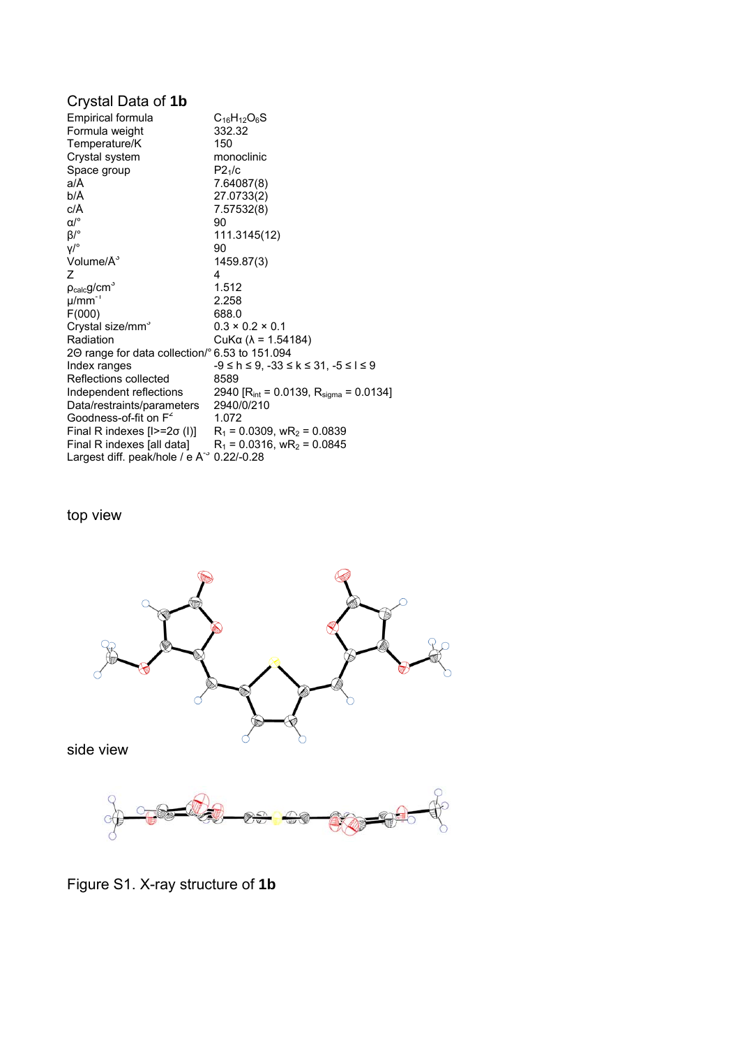## Crystal Data of **1b**

| | |
|---|---|
| Empirical formula | $C_{16}H_{12}O_6S$ |
| Formula weight | 332.32 |
| Temperature/K | 150 |
| Crystal system | monoclinic |
| Space group | $P2_1/c$ |
| a/Å | 7.64087(8) |
| b/Å | 27.0733(2) |
| c/Å | 7.57532(8) |
| α/° | 90 |
| β/° | 111.3145(12) |
| γ/° | 90 |
| Volume/Å$^3$ | 1459.87(3) |
| Z | 4 |
| $\rho_{calc}$g/cm$^3$ | 1.512 |
| μ/mm$^{-1}$ | 2.258 |
| F(000) | 688.0 |
| Crystal size/mm$^3$ | 0.3 × 0.2 × 0.1 |
| Radiation | CuKα (λ = 1.54184) |
| 2Θ range for data collection/° | 6.53 to 151.094 |
| Index ranges | -9 ≤ h ≤ 9, -33 ≤ k ≤ 31, -5 ≤ l ≤ 9 |
| Reflections collected | 8589 |
| Independent reflections | 2940 [$R_{int}$ = 0.0139, $R_{sigma}$ = 0.0134] |
| Data/restraints/parameters | 2940/0/210 |
| Goodness-of-fit on $F^2$ | 1.072 |
| Final R indexes [I>=2σ (I)] | $R_1$ = 0.0309, $wR_2$ = 0.0839 |
| Final R indexes [all data] | $R_1$ = 0.0316, $wR_2$ = 0.0845 |
| Largest diff. peak/hole / e Å$^{-3}$ | 0.22/-0.28 |

top view

side view

Figure S1. X-ray structure of **1b**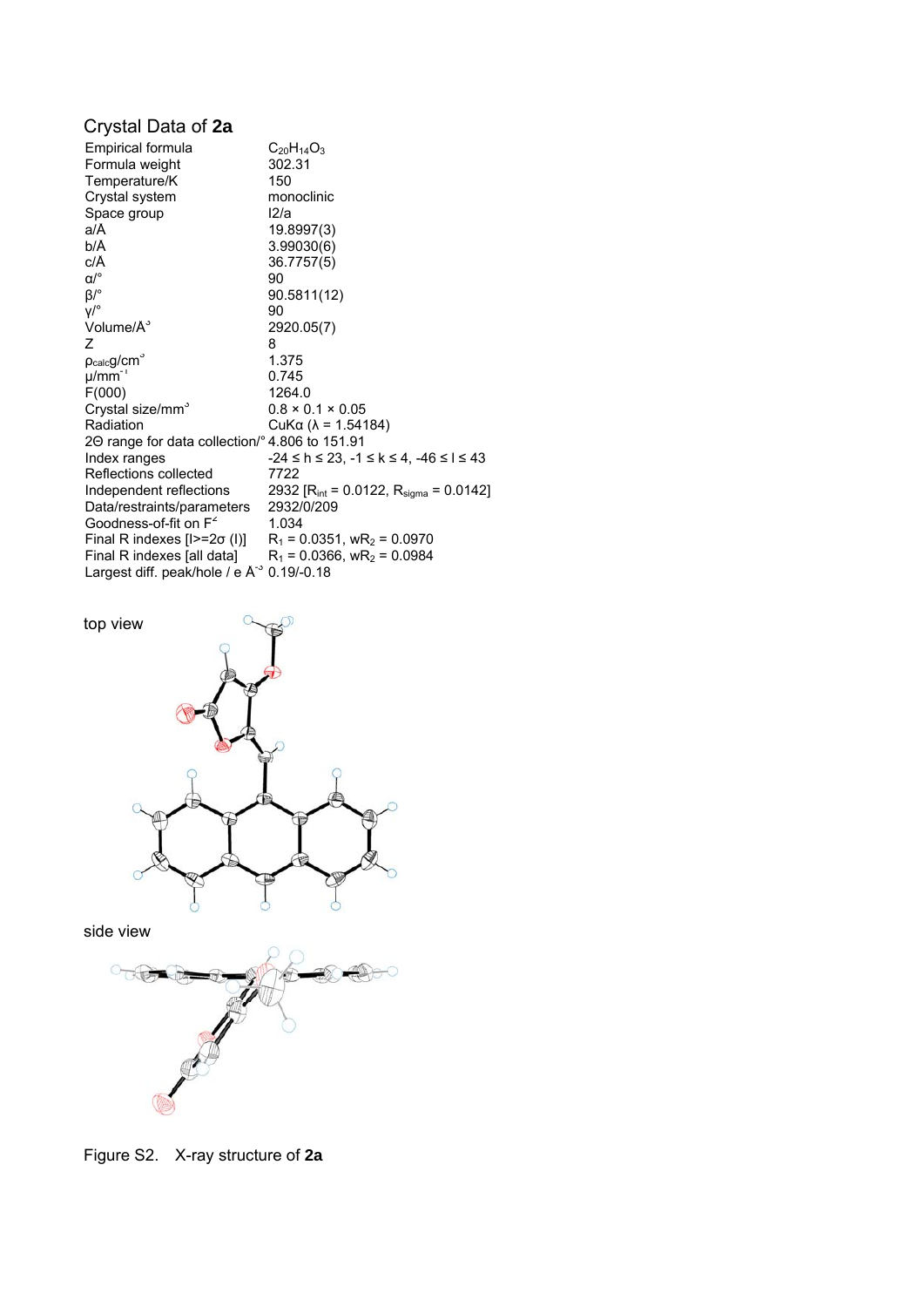## Crystal Data of **2a**

| | |
|---|---|
| Empirical formula | $C_{20}H_{14}O_3$ |
| Formula weight | 302.31 |
| Temperature/K | 150 |
| Crystal system | monoclinic |
| Space group | I2/a |
| a/Å | 19.8997(3) |
| b/Å | 3.99030(6) |
| c/Å | 36.7757(5) |
| α/° | 90 |
| β/° | 90.5811(12) |
| γ/° | 90 |
| Volume/Å$^3$ | 2920.05(7) |
| Z | 8 |
| $\rho_{calc}$g/cm$^3$ | 1.375 |
| μ/mm$^{-1}$ | 0.745 |
| F(000) | 1264.0 |
| Crystal size/mm$^3$ | 0.8 × 0.1 × 0.05 |
| Radiation | CuKα (λ = 1.54184) |
| 2Θ range for data collection/° | 4.806 to 151.91 |
| Index ranges | -24 ≤ h ≤ 23, -1 ≤ k ≤ 4, -46 ≤ l ≤ 43 |
| Reflections collected | 7722 |
| Independent reflections | 2932 [$R_{int}$ = 0.0122, $R_{sigma}$ = 0.0142] |
| Data/restraints/parameters | 2932/0/209 |
| Goodness-of-fit on F$^2$ | 1.034 |
| Final R indexes [I>=2σ (I)] | $R_1$ = 0.0351, $wR_2$ = 0.0970 |
| Final R indexes [all data] | $R_1$ = 0.0366, $wR_2$ = 0.0984 |
| Largest diff. peak/hole / e Å$^{-3}$ | 0.19/-0.18 |

top view

side view

Figure S2. X-ray structure of **2a**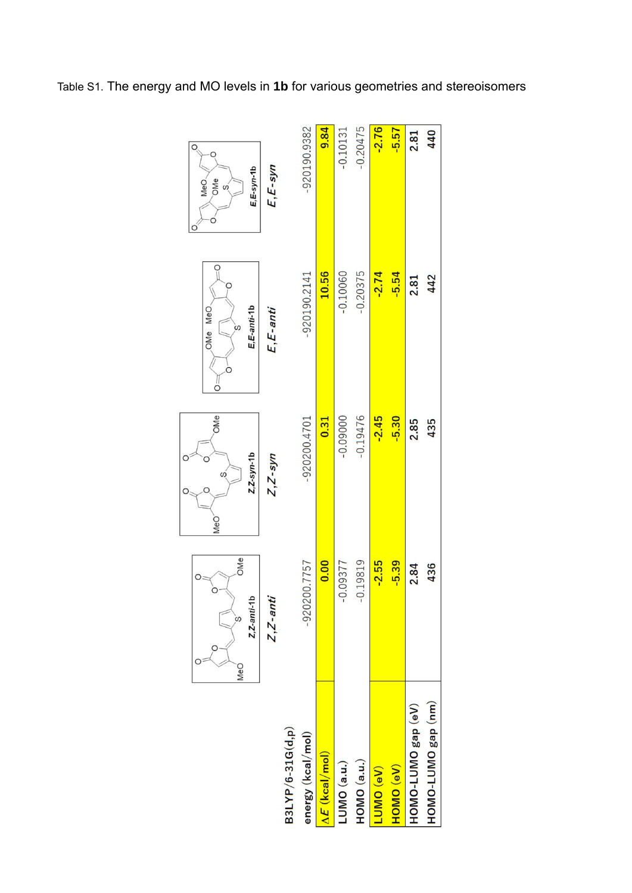Table S1. The energy and MO levels in **1b** for various geometries and stereoisomers

| B3LYP/6-31G(d,p) | *Z,Z-anti* | *Z,Z-syn* | *E,E-anti* | *E,E-syn* |
|---|---|---|---|---|
| energy (kcal/mol) | -920200.7757 | -920200.4701 | -920190.2141 | -920190.9382 |
| Δ*E* (kcal/mol) | **0.00** | **0.31** | **10.56** | **9.84** |
| LUMO (a.u.) | -0.09377 | -0.09000 | -0.10060 | -0.10131 |
| HOMO (a.u.) | -0.19819 | -0.19476 | -0.20375 | -0.20475 |
| LUMO (eV) | **-2.55** | **-2.45** | **-2.74** | **-2.76** |
| HOMO (eV) | **-5.39** | **-5.30** | **-5.54** | **-5.57** |
| HOMO-LUMO gap (eV) | 2.84 | 2.85 | 2.81 | 2.81 |
| HOMO-LUMO gap (nm) | 436 | 435 | 442 | 440 |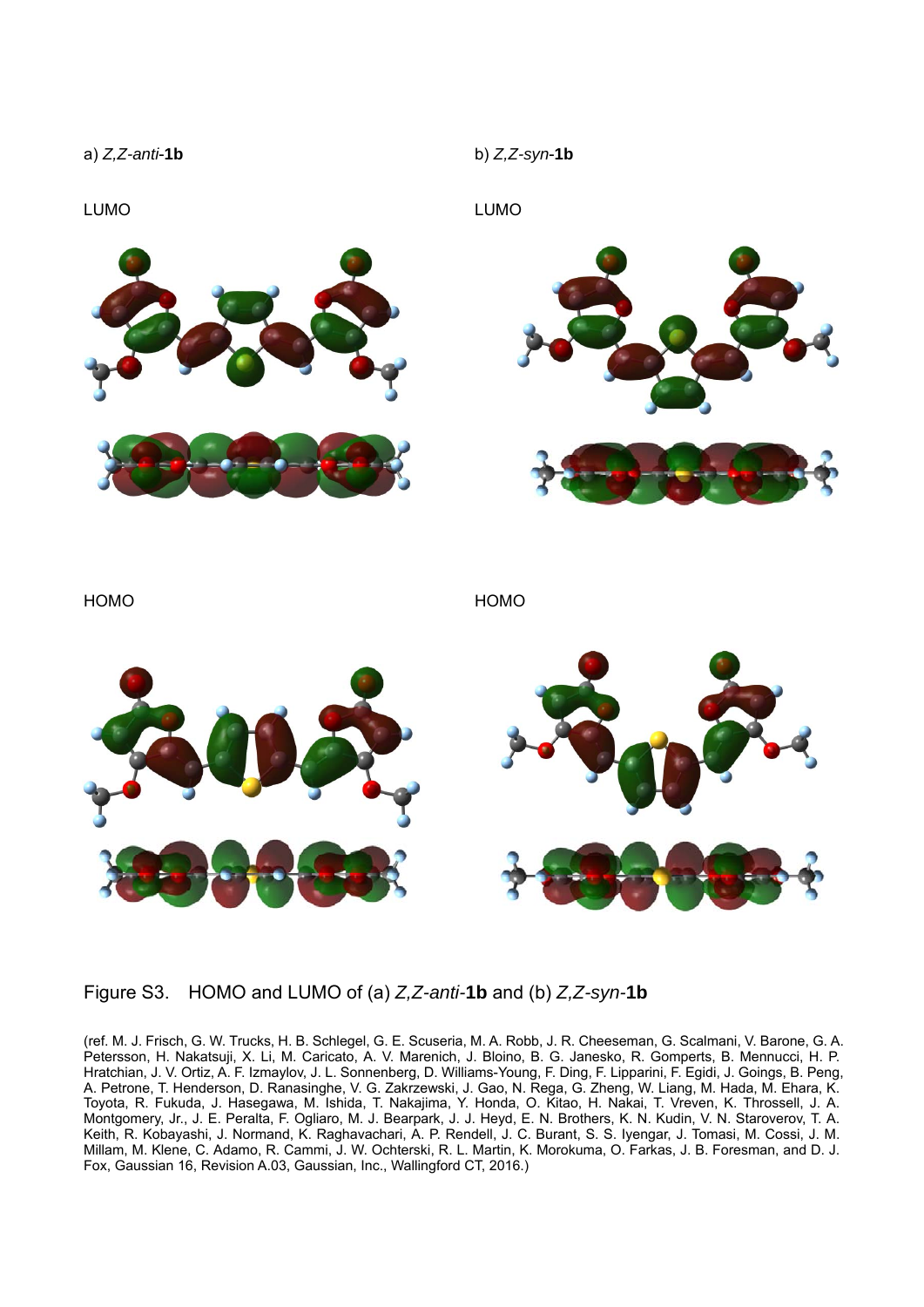a) *Z,Z-anti*-**1b**

b) *Z,Z-syn*-**1b**

LUMO

LUMO

HOMO

HOMO

Figure S3. HOMO and LUMO of (a) *Z,Z-anti*-**1b** and (b) *Z,Z-syn*-**1b**

(ref. M. J. Frisch, G. W. Trucks, H. B. Schlegel, G. E. Scuseria, M. A. Robb, J. R. Cheeseman, G. Scalmani, V. Barone, G. A. Petersson, H. Nakatsuji, X. Li, M. Caricato, A. V. Marenich, J. Bloino, B. G. Janesko, R. Gomperts, B. Mennucci, H. P. Hratchian, J. V. Ortiz, A. F. Izmaylov, J. L. Sonnenberg, D. Williams-Young, F. Ding, F. Lipparini, F. Egidi, J. Goings, B. Peng, A. Petrone, T. Henderson, D. Ranasinghe, V. G. Zakrzewski, J. Gao, N. Rega, G. Zheng, W. Liang, M. Hada, M. Ehara, K. Toyota, R. Fukuda, J. Hasegawa, M. Ishida, T. Nakajima, Y. Honda, O. Kitao, H. Nakai, T. Vreven, K. Throssell, J. A. Montgomery, Jr., J. E. Peralta, F. Ogliaro, M. J. Bearpark, J. J. Heyd, E. N. Brothers, K. N. Kudin, V. N. Staroverov, T. A. Keith, R. Kobayashi, J. Normand, K. Raghavachari, A. P. Rendell, J. C. Burant, S. S. Iyengar, J. Tomasi, M. Cossi, J. M. Millam, M. Klene, C. Adamo, R. Cammi, J. W. Ochterski, R. L. Martin, K. Morokuma, O. Farkas, J. B. Foresman, and D. J. Fox, Gaussian 16, Revision A.03, Gaussian, Inc., Wallingford CT, 2016.)